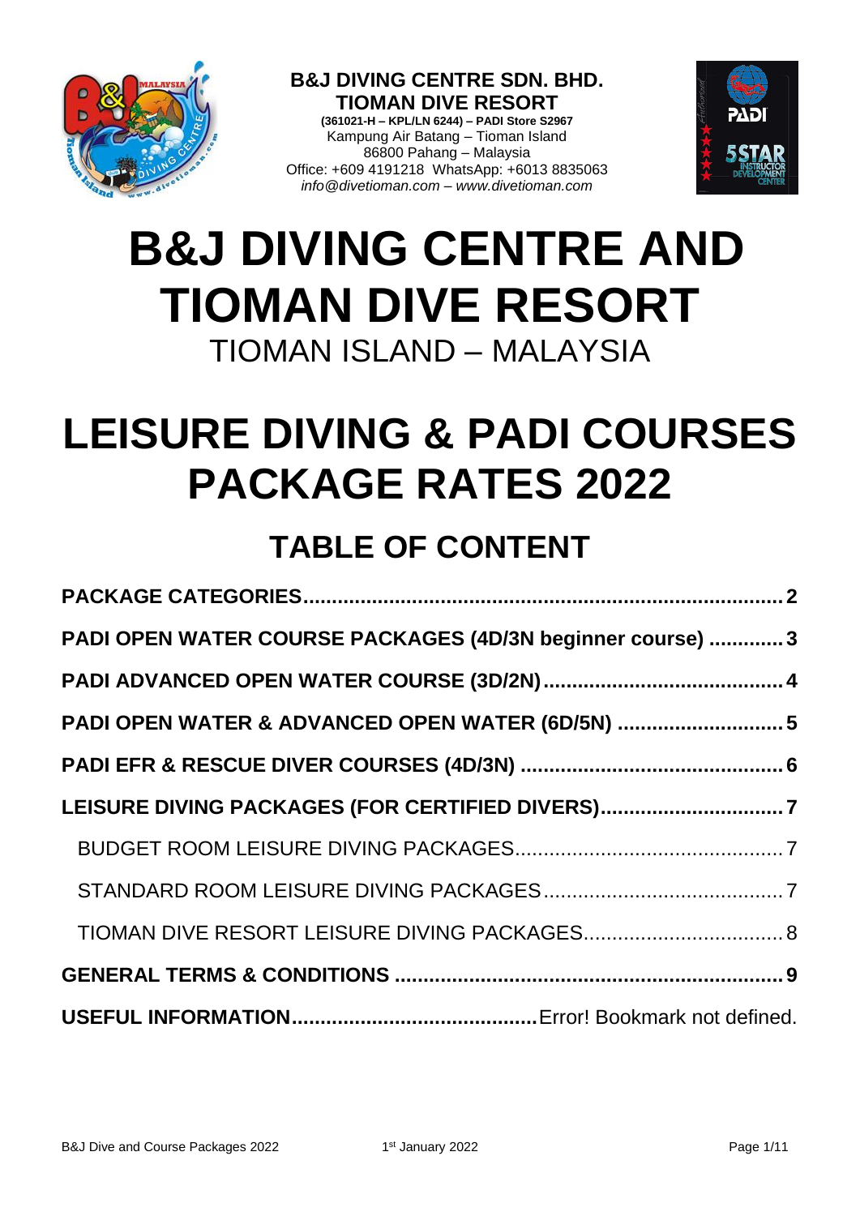**B&J DIVING CENTRE SDN. BHD.**
**TIOMAN DIVE RESORT**
**(361021-H – KPL/LN 6244) – PADI Store S2967**
Kampung Air Batang – Tioman Island
86800 Pahang – Malaysia
Office: +609 4191218 WhatsApp: +6013 8835063
*info@divetioman.com – www.divetioman.com*

# B&J DIVING CENTRE AND TIOMAN DIVE RESORT

TIOMAN ISLAND – MALAYSIA

# LEISURE DIVING & PADI COURSES PACKAGE RATES 2022

## TABLE OF CONTENT

**PACKAGE CATEGORIES** .......... **2**

**PADI OPEN WATER COURSE PACKAGES (4D/3N beginner course)** .......... **3**

**PADI ADVANCED OPEN WATER COURSE (3D/2N)** .......... **4**

**PADI OPEN WATER & ADVANCED OPEN WATER (6D/5N)** .......... **5**

**PADI EFR & RESCUE DIVER COURSES (4D/3N)** .......... **6**

**LEISURE DIVING PACKAGES (FOR CERTIFIED DIVERS)** .......... **7**

- BUDGET ROOM LEISURE DIVING PACKAGES .......... 7
- STANDARD ROOM LEISURE DIVING PACKAGES .......... 7
- TIOMAN DIVE RESORT LEISURE DIVING PACKAGES .......... 8

**GENERAL TERMS & CONDITIONS** .......... **9**

**USEFUL INFORMATION** .......... Error! Bookmark not defined.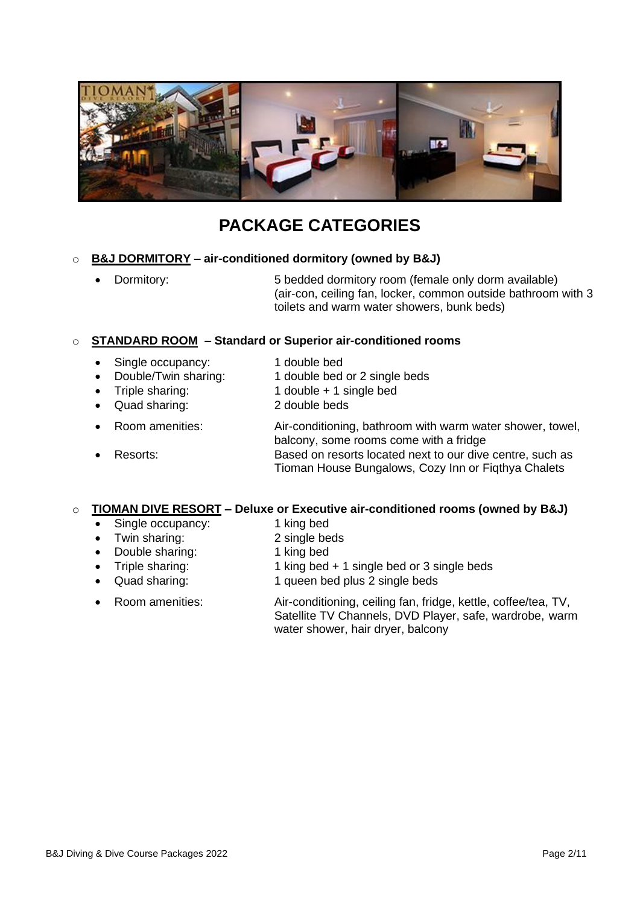# PACKAGE CATEGORIES

- **<u>B&J DORMITORY</u> – air-conditioned dormitory (owned by B&J)**
  - Dormitory: 5 bedded dormitory room (female only dorm available) (air-con, ceiling fan, locker, common outside bathroom with 3 toilets and warm water showers, bunk beds)

- **<u>STANDARD ROOM</u> – Standard or Superior air-conditioned rooms**
  - Single occupancy: 1 double bed
  - Double/Twin sharing: 1 double bed or 2 single beds
  - Triple sharing: 1 double + 1 single bed
  - Quad sharing: 2 double beds
  - Room amenities: Air-conditioning, bathroom with warm water shower, towel, balcony, some rooms come with a fridge
  - Resorts: Based on resorts located next to our dive centre, such as Tioman House Bungalows, Cozy Inn or Fiqthya Chalets

- **<u>TIOMAN DIVE RESORT</u> – Deluxe or Executive air-conditioned rooms (owned by B&J)**
  - Single occupancy: 1 king bed
  - Twin sharing: 2 single beds
  - Double sharing: 1 king bed
  - Triple sharing: 1 king bed + 1 single bed or 3 single beds
  - Quad sharing: 1 queen bed plus 2 single beds
  - Room amenities: Air-conditioning, ceiling fan, fridge, kettle, coffee/tea, TV, Satellite TV Channels, DVD Player, safe, wardrobe, warm water shower, hair dryer, balcony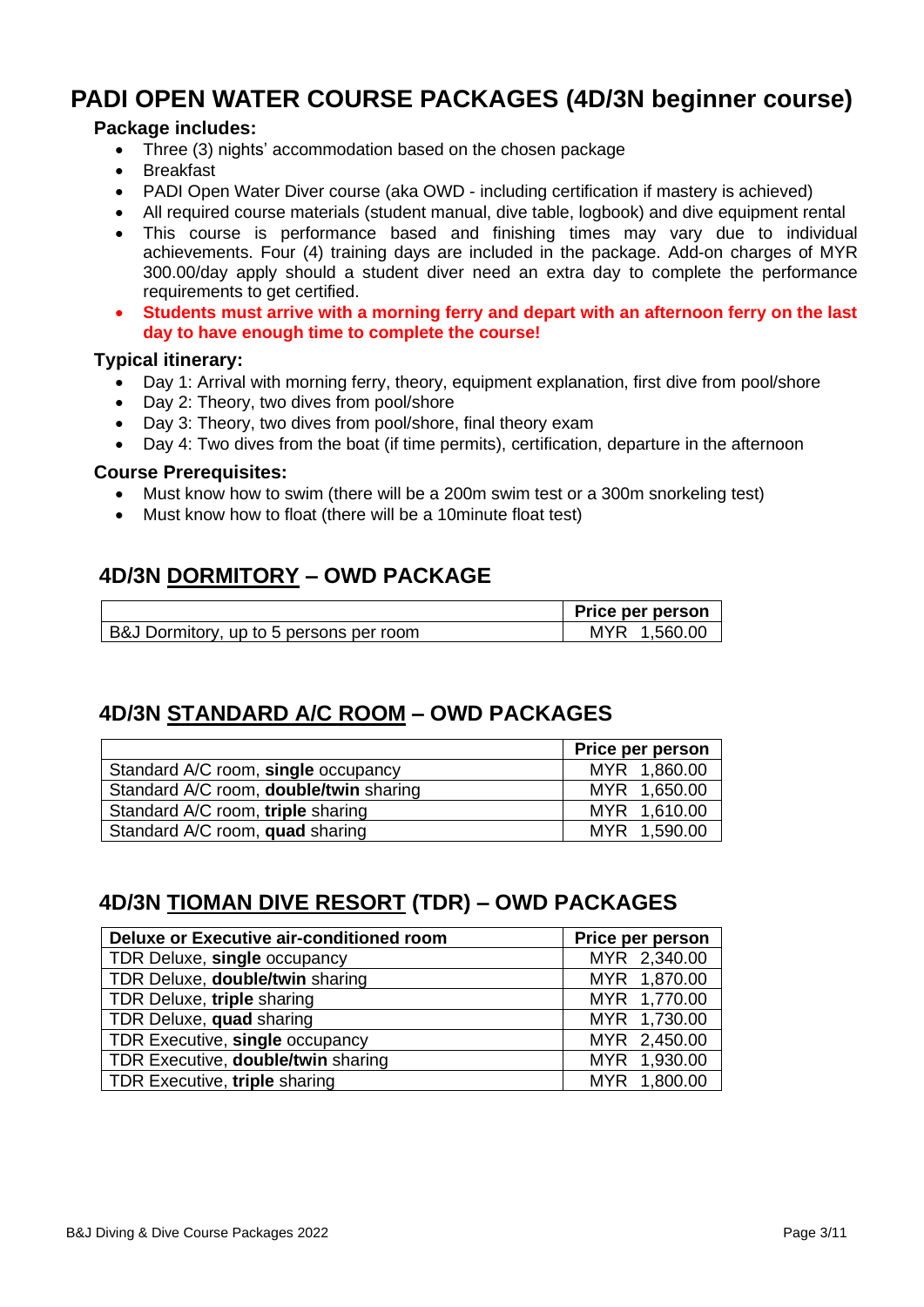# PADI OPEN WATER COURSE PACKAGES (4D/3N beginner course)

**Package includes:**

- Three (3) nights' accommodation based on the chosen package
- Breakfast
- PADI Open Water Diver course (aka OWD - including certification if mastery is achieved)
- All required course materials (student manual, dive table, logbook) and dive equipment rental
- This course is performance based and finishing times may vary due to individual achievements. Four (4) training days are included in the package. Add-on charges of MYR 300.00/day apply should a student diver need an extra day to complete the performance requirements to get certified.
- **Students must arrive with a morning ferry and depart with an afternoon ferry on the last day to have enough time to complete the course!**

**Typical itinerary:**

- Day 1: Arrival with morning ferry, theory, equipment explanation, first dive from pool/shore
- Day 2: Theory, two dives from pool/shore
- Day 3: Theory, two dives from pool/shore, final theory exam
- Day 4: Two dives from the boat (if time permits), certification, departure in the afternoon

**Course Prerequisites:**

- Must know how to swim (there will be a 200m swim test or a 300m snorkeling test)
- Must know how to float (there will be a 10minute float test)

## 4D/3N DORMITORY – OWD PACKAGE

| | Price per person |
|---|---|
| B&J Dormitory, up to 5 persons per room | MYR 1,560.00 |

## 4D/3N STANDARD A/C ROOM – OWD PACKAGES

| | Price per person |
|---|---|
| Standard A/C room, **single** occupancy | MYR 1,860.00 |
| Standard A/C room, **double/twin** sharing | MYR 1,650.00 |
| Standard A/C room, **triple** sharing | MYR 1,610.00 |
| Standard A/C room, **quad** sharing | MYR 1,590.00 |

## 4D/3N TIOMAN DIVE RESORT (TDR) – OWD PACKAGES

| Deluxe or Executive air-conditioned room | Price per person |
|---|---|
| TDR Deluxe, **single** occupancy | MYR 2,340.00 |
| TDR Deluxe, **double/twin** sharing | MYR 1,870.00 |
| TDR Deluxe, **triple** sharing | MYR 1,770.00 |
| TDR Deluxe, **quad** sharing | MYR 1,730.00 |
| TDR Executive, **single** occupancy | MYR 2,450.00 |
| TDR Executive, **double/twin** sharing | MYR 1,930.00 |
| TDR Executive, **triple** sharing | MYR 1,800.00 |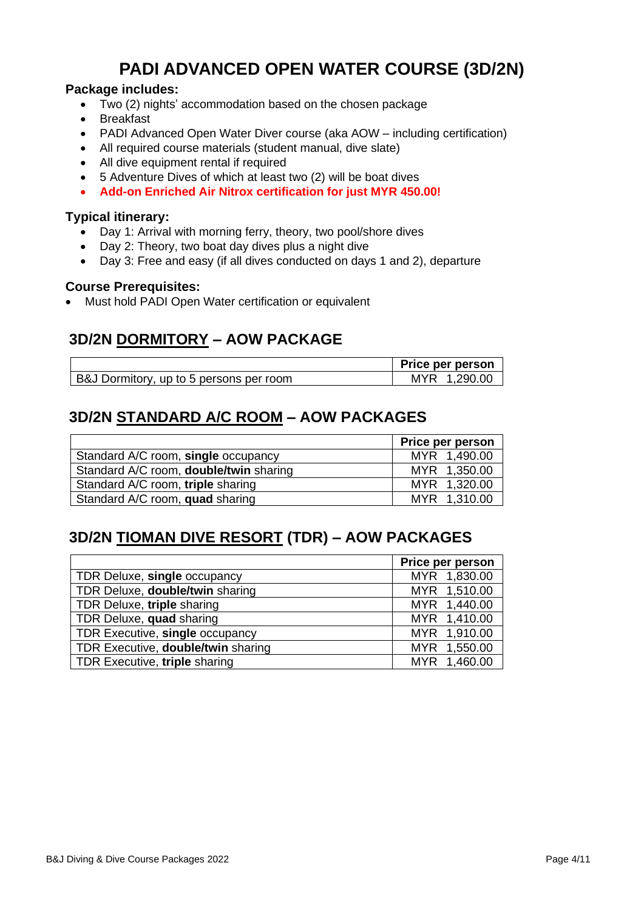# PADI ADVANCED OPEN WATER COURSE (3D/2N)

### Package includes:

- Two (2) nights' accommodation based on the chosen package
- Breakfast
- PADI Advanced Open Water Diver course (aka AOW – including certification)
- All required course materials (student manual, dive slate)
- All dive equipment rental if required
- 5 Adventure Dives of which at least two (2) will be boat dives
- **Add-on Enriched Air Nitrox certification for just MYR 450.00!**

### Typical itinerary:

- Day 1: Arrival with morning ferry, theory, two pool/shore dives
- Day 2: Theory, two boat day dives plus a night dive
- Day 3: Free and easy (if all dives conducted on days 1 and 2), departure

### Course Prerequisites:

- Must hold PADI Open Water certification or equivalent

## 3D/2N DORMITORY – AOW PACKAGE

| | Price per person |
|---|---|
| B&J Dormitory, up to 5 persons per room | MYR 1,290.00 |

## 3D/2N STANDARD A/C ROOM – AOW PACKAGES

| | Price per person |
|---|---|
| Standard A/C room, **single** occupancy | MYR 1,490.00 |
| Standard A/C room, **double/twin** sharing | MYR 1,350.00 |
| Standard A/C room, **triple** sharing | MYR 1,320.00 |
| Standard A/C room, **quad** sharing | MYR 1,310.00 |

## 3D/2N TIOMAN DIVE RESORT (TDR) – AOW PACKAGES

| | Price per person |
|---|---|
| TDR Deluxe, **single** occupancy | MYR 1,830.00 |
| TDR Deluxe, **double/twin** sharing | MYR 1,510.00 |
| TDR Deluxe, **triple** sharing | MYR 1,440.00 |
| TDR Deluxe, **quad** sharing | MYR 1,410.00 |
| TDR Executive, **single** occupancy | MYR 1,910.00 |
| TDR Executive, **double/twin** sharing | MYR 1,550.00 |
| TDR Executive, **triple** sharing | MYR 1,460.00 |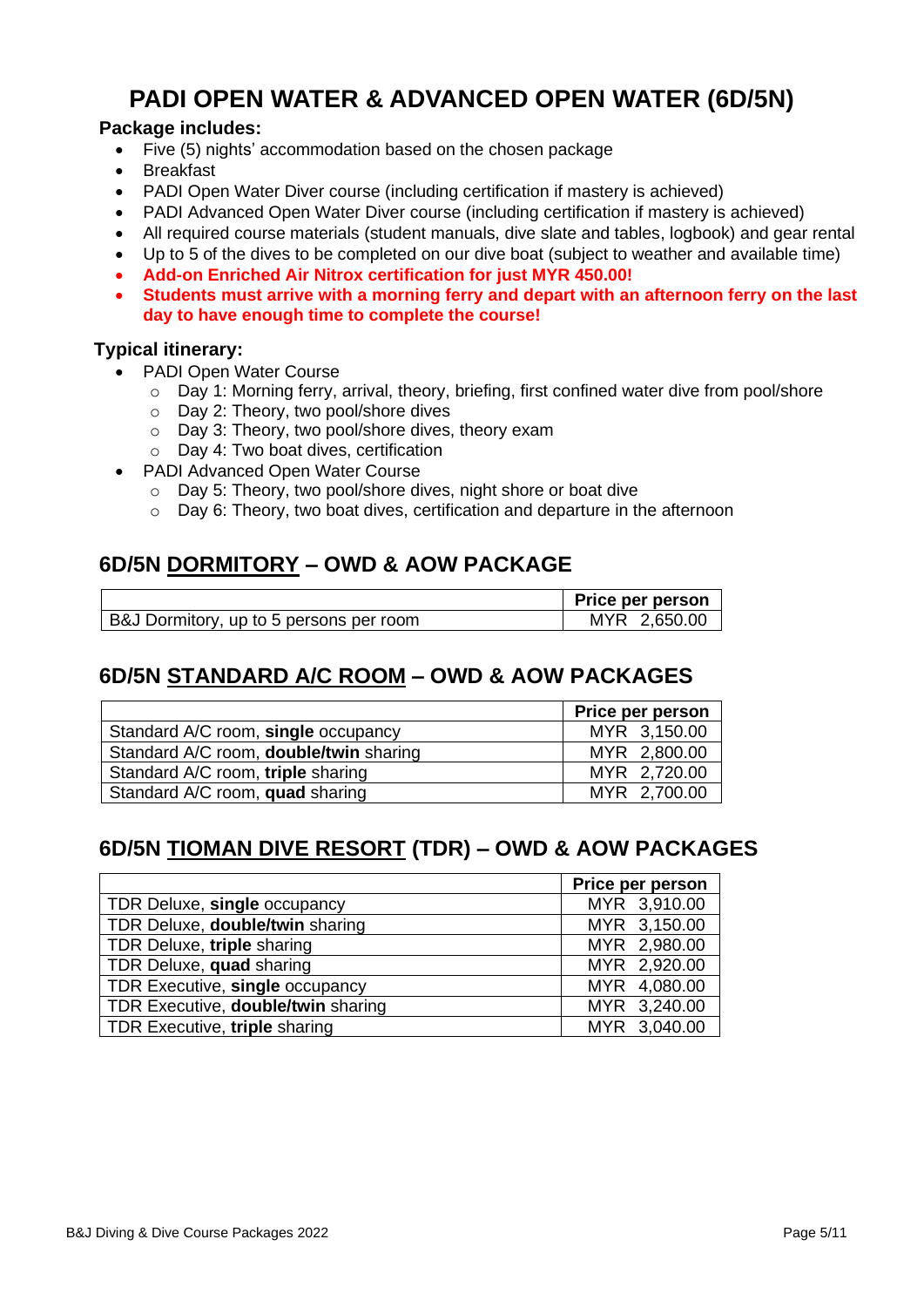# PADI OPEN WATER & ADVANCED OPEN WATER (6D/5N)

**Package includes:**

- Five (5) nights' accommodation based on the chosen package
- Breakfast
- PADI Open Water Diver course (including certification if mastery is achieved)
- PADI Advanced Open Water Diver course (including certification if mastery is achieved)
- All required course materials (student manuals, dive slate and tables, logbook) and gear rental
- Up to 5 of the dives to be completed on our dive boat (subject to weather and available time)
- **Add-on Enriched Air Nitrox certification for just MYR 450.00!**
- **Students must arrive with a morning ferry and depart with an afternoon ferry on the last day to have enough time to complete the course!**

**Typical itinerary:**

- PADI Open Water Course
  - Day 1: Morning ferry, arrival, theory, briefing, first confined water dive from pool/shore
  - Day 2: Theory, two pool/shore dives
  - Day 3: Theory, two pool/shore dives, theory exam
  - Day 4: Two boat dives, certification
- PADI Advanced Open Water Course
  - Day 5: Theory, two pool/shore dives, night shore or boat dive
  - Day 6: Theory, two boat dives, certification and departure in the afternoon

## 6D/5N DORMITORY – OWD & AOW PACKAGE

| | Price per person |
|---|---|
| B&J Dormitory, up to 5 persons per room | MYR 2,650.00 |

## 6D/5N STANDARD A/C ROOM – OWD & AOW PACKAGES

| | Price per person |
|---|---|
| Standard A/C room, **single** occupancy | MYR 3,150.00 |
| Standard A/C room, **double/twin** sharing | MYR 2,800.00 |
| Standard A/C room, **triple** sharing | MYR 2,720.00 |
| Standard A/C room, **quad** sharing | MYR 2,700.00 |

## 6D/5N TIOMAN DIVE RESORT (TDR) – OWD & AOW PACKAGES

| | Price per person |
|---|---|
| TDR Deluxe, **single** occupancy | MYR 3,910.00 |
| TDR Deluxe, **double/twin** sharing | MYR 3,150.00 |
| TDR Deluxe, **triple** sharing | MYR 2,980.00 |
| TDR Deluxe, **quad** sharing | MYR 2,920.00 |
| TDR Executive, **single** occupancy | MYR 4,080.00 |
| TDR Executive, **double/twin** sharing | MYR 3,240.00 |
| TDR Executive, **triple** sharing | MYR 3,040.00 |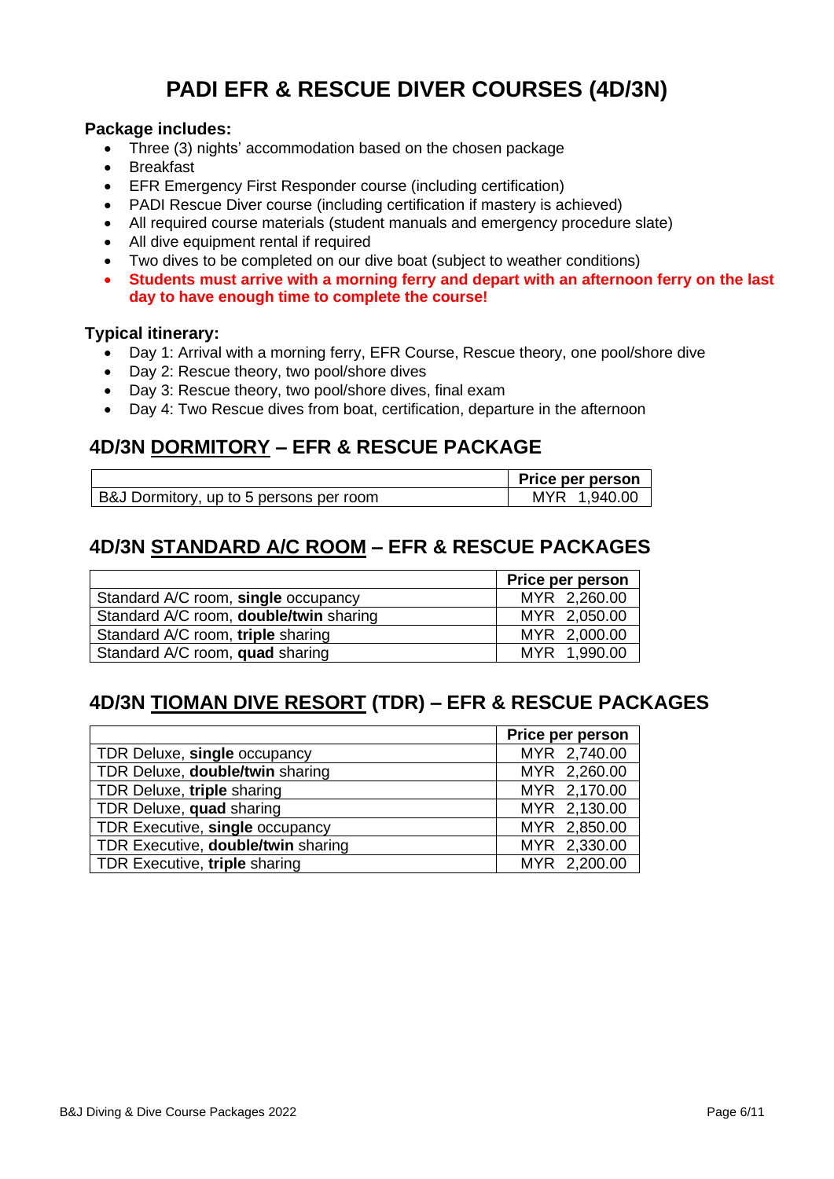# PADI EFR & RESCUE DIVER COURSES (4D/3N)

**Package includes:**

- Three (3) nights' accommodation based on the chosen package
- Breakfast
- EFR Emergency First Responder course (including certification)
- PADI Rescue Diver course (including certification if mastery is achieved)
- All required course materials (student manuals and emergency procedure slate)
- All dive equipment rental if required
- Two dives to be completed on our dive boat (subject to weather conditions)
- **Students must arrive with a morning ferry and depart with an afternoon ferry on the last day to have enough time to complete the course!**

**Typical itinerary:**

- Day 1: Arrival with a morning ferry, EFR Course, Rescue theory, one pool/shore dive
- Day 2: Rescue theory, two pool/shore dives
- Day 3: Rescue theory, two pool/shore dives, final exam
- Day 4: Two Rescue dives from boat, certification, departure in the afternoon

## 4D/3N DORMITORY – EFR & RESCUE PACKAGE

| | Price per person |
|---|---|
| B&J Dormitory, up to 5 persons per room | MYR 1,940.00 |

## 4D/3N STANDARD A/C ROOM – EFR & RESCUE PACKAGES

| | Price per person |
|---|---|
| Standard A/C room, **single** occupancy | MYR 2,260.00 |
| Standard A/C room, **double/twin** sharing | MYR 2,050.00 |
| Standard A/C room, **triple** sharing | MYR 2,000.00 |
| Standard A/C room, **quad** sharing | MYR 1,990.00 |

## 4D/3N TIOMAN DIVE RESORT (TDR) – EFR & RESCUE PACKAGES

| | Price per person |
|---|---|
| TDR Deluxe, **single** occupancy | MYR 2,740.00 |
| TDR Deluxe, **double/twin** sharing | MYR 2,260.00 |
| TDR Deluxe, **triple** sharing | MYR 2,170.00 |
| TDR Deluxe, **quad** sharing | MYR 2,130.00 |
| TDR Executive, **single** occupancy | MYR 2,850.00 |
| TDR Executive, **double/twin** sharing | MYR 2,330.00 |
| TDR Executive, **triple** sharing | MYR 2,200.00 |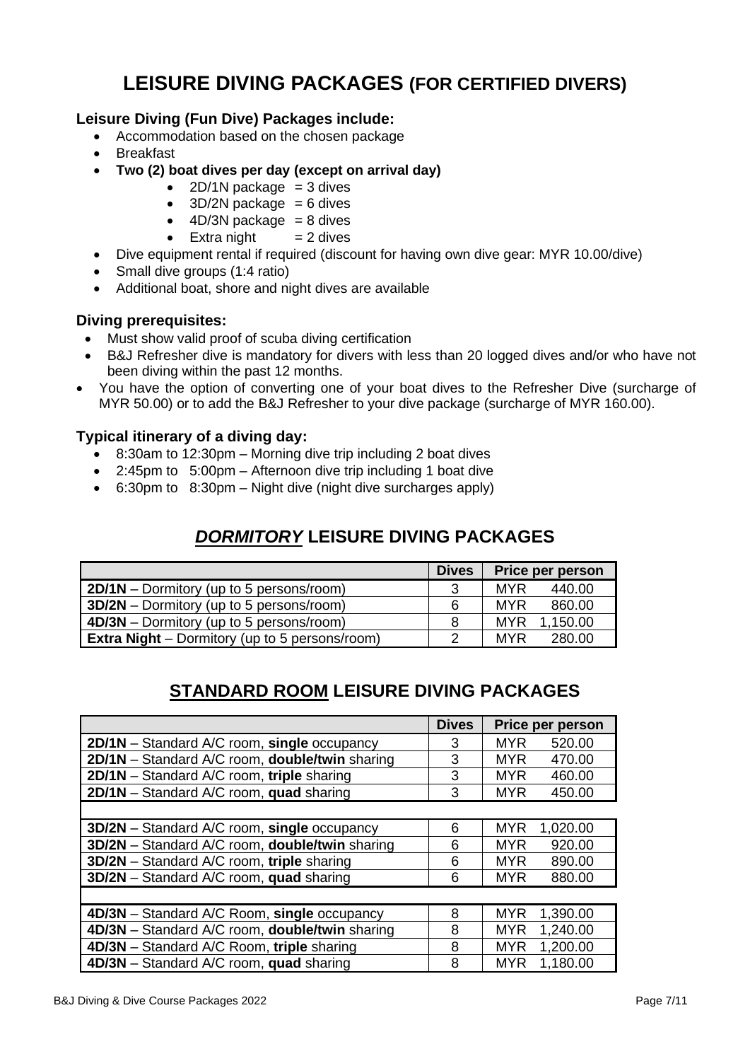# LEISURE DIVING PACKAGES (FOR CERTIFIED DIVERS)

### Leisure Diving (Fun Dive) Packages include:

- Accommodation based on the chosen package
- Breakfast
- **Two (2) boat dives per day (except on arrival day)**
  - 2D/1N package = 3 dives
  - 3D/2N package = 6 dives
  - 4D/3N package = 8 dives
  - Extra night = 2 dives
- Dive equipment rental if required (discount for having own dive gear: MYR 10.00/dive)
- Small dive groups (1:4 ratio)
- Additional boat, shore and night dives are available

### Diving prerequisites:

- Must show valid proof of scuba diving certification
- B&J Refresher dive is mandatory for divers with less than 20 logged dives and/or who have not been diving within the past 12 months.
- You have the option of converting one of your boat dives to the Refresher Dive (surcharge of MYR 50.00) or to add the B&J Refresher to your dive package (surcharge of MYR 160.00).

### Typical itinerary of a diving day:

- 8:30am to 12:30pm – Morning dive trip including 2 boat dives
- 2:45pm to 5:00pm – Afternoon dive trip including 1 boat dive
- 6:30pm to 8:30pm – Night dive (night dive surcharges apply)

## ***DORMITORY*** LEISURE DIVING PACKAGES

| | Dives | Price per person |
|---|---|---|
| **2D/1N** – Dormitory (up to 5 persons/room) | 3 | MYR 440.00 |
| **3D/2N** – Dormitory (up to 5 persons/room) | 6 | MYR 860.00 |
| **4D/3N** – Dormitory (up to 5 persons/room) | 8 | MYR 1,150.00 |
| **Extra Night** – Dormitory (up to 5 persons/room) | 2 | MYR 280.00 |

## **STANDARD ROOM** LEISURE DIVING PACKAGES

| | Dives | Price per person |
|---|---|---|
| **2D/1N** – Standard A/C room, **single** occupancy | 3 | MYR 520.00 |
| **2D/1N** – Standard A/C room, **double/twin** sharing | 3 | MYR 470.00 |
| **2D/1N** – Standard A/C room, **triple** sharing | 3 | MYR 460.00 |
| **2D/1N** – Standard A/C room, **quad** sharing | 3 | MYR 450.00 |
| | | |
| **3D/2N** – Standard A/C room, **single** occupancy | 6 | MYR 1,020.00 |
| **3D/2N** – Standard A/C room, **double/twin** sharing | 6 | MYR 920.00 |
| **3D/2N** – Standard A/C room, **triple** sharing | 6 | MYR 890.00 |
| **3D/2N** – Standard A/C room, **quad** sharing | 6 | MYR 880.00 |
| | | |
| **4D/3N** – Standard A/C Room, **single** occupancy | 8 | MYR 1,390.00 |
| **4D/3N** – Standard A/C room, **double/twin** sharing | 8 | MYR 1,240.00 |
| **4D/3N** – Standard A/C Room, **triple** sharing | 8 | MYR 1,200.00 |
| **4D/3N** – Standard A/C room, **quad** sharing | 8 | MYR 1,180.00 |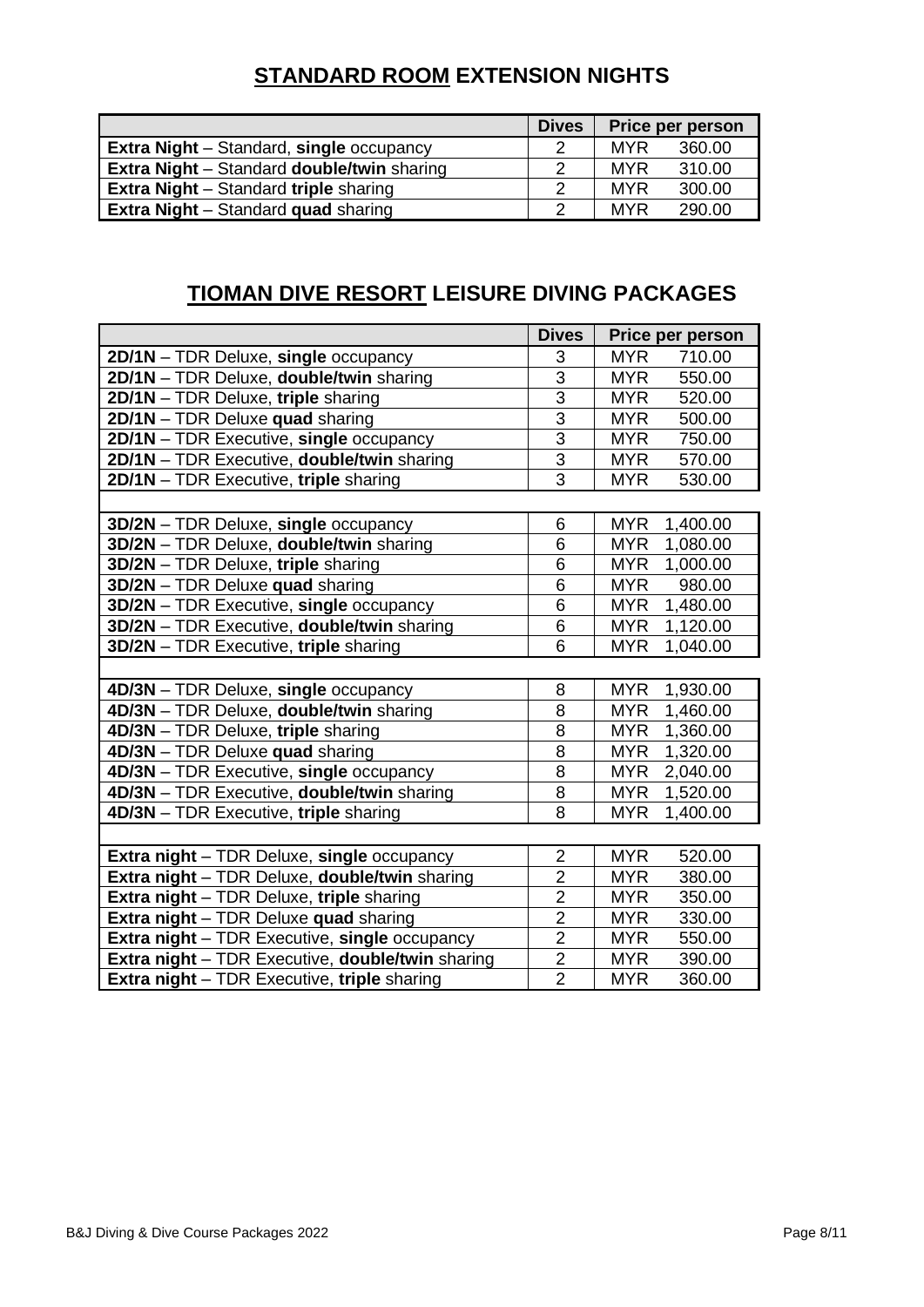## **STANDARD ROOM EXTENSION NIGHTS**

| | Dives | Price per person |
|---|---|---|
| **Extra Night** – Standard, **single** occupancy | 2 | MYR 360.00 |
| **Extra Night** – Standard **double/twin** sharing | 2 | MYR 310.00 |
| **Extra Night** – Standard **triple** sharing | 2 | MYR 300.00 |
| **Extra Night** – Standard **quad** sharing | 2 | MYR 290.00 |

## **TIOMAN DIVE RESORT LEISURE DIVING PACKAGES**

| | Dives | Price per person |
|---|---|---|
| **2D/1N** – TDR Deluxe, **single** occupancy | 3 | MYR 710.00 |
| **2D/1N** – TDR Deluxe, **double/twin** sharing | 3 | MYR 550.00 |
| **2D/1N** – TDR Deluxe, **triple** sharing | 3 | MYR 520.00 |
| **2D/1N** – TDR Deluxe **quad** sharing | 3 | MYR 500.00 |
| **2D/1N** – TDR Executive, **single** occupancy | 3 | MYR 750.00 |
| **2D/1N** – TDR Executive, **double/twin** sharing | 3 | MYR 570.00 |
| **2D/1N** – TDR Executive, **triple** sharing | 3 | MYR 530.00 |
| | | |
| **3D/2N** – TDR Deluxe, **single** occupancy | 6 | MYR 1,400.00 |
| **3D/2N** – TDR Deluxe, **double/twin** sharing | 6 | MYR 1,080.00 |
| **3D/2N** – TDR Deluxe, **triple** sharing | 6 | MYR 1,000.00 |
| **3D/2N** – TDR Deluxe **quad** sharing | 6 | MYR 980.00 |
| **3D/2N** – TDR Executive, **single** occupancy | 6 | MYR 1,480.00 |
| **3D/2N** – TDR Executive, **double/twin** sharing | 6 | MYR 1,120.00 |
| **3D/2N** – TDR Executive, **triple** sharing | 6 | MYR 1,040.00 |
| | | |
| **4D/3N** – TDR Deluxe, **single** occupancy | 8 | MYR 1,930.00 |
| **4D/3N** – TDR Deluxe, **double/twin** sharing | 8 | MYR 1,460.00 |
| **4D/3N** – TDR Deluxe, **triple** sharing | 8 | MYR 1,360.00 |
| **4D/3N** – TDR Deluxe **quad** sharing | 8 | MYR 1,320.00 |
| **4D/3N** – TDR Executive, **single** occupancy | 8 | MYR 2,040.00 |
| **4D/3N** – TDR Executive, **double/twin** sharing | 8 | MYR 1,520.00 |
| **4D/3N** – TDR Executive, **triple** sharing | 8 | MYR 1,400.00 |
| | | |
| **Extra night** – TDR Deluxe, **single** occupancy | 2 | MYR 520.00 |
| **Extra night** – TDR Deluxe, **double/twin** sharing | 2 | MYR 380.00 |
| **Extra night** – TDR Deluxe, **triple** sharing | 2 | MYR 350.00 |
| **Extra night** – TDR Deluxe **quad** sharing | 2 | MYR 330.00 |
| **Extra night** – TDR Executive, **single** occupancy | 2 | MYR 550.00 |
| **Extra night** – TDR Executive, **double/twin** sharing | 2 | MYR 390.00 |
| **Extra night** – TDR Executive, **triple** sharing | 2 | MYR 360.00 |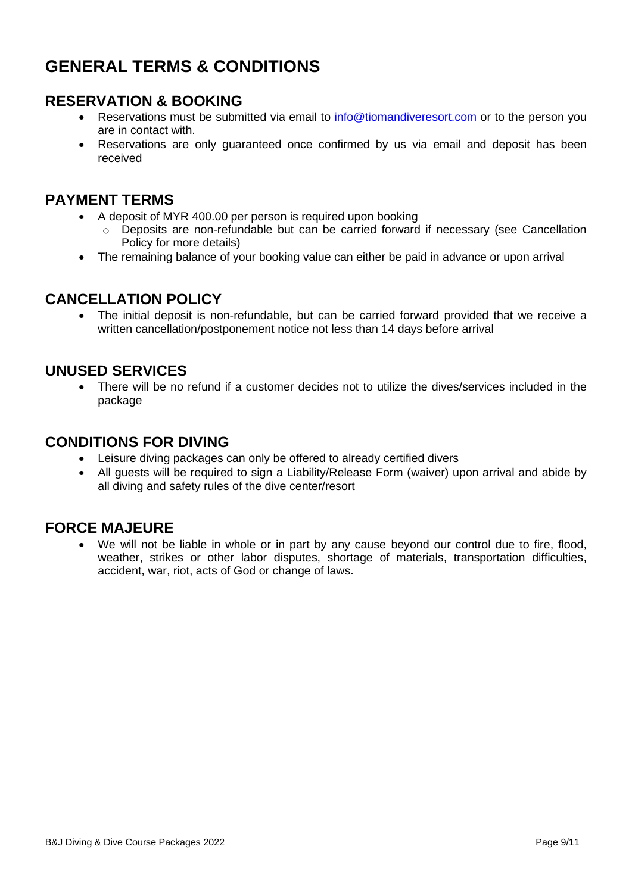# GENERAL TERMS & CONDITIONS

## RESERVATION & BOOKING

- Reservations must be submitted via email to info@tiomandiveresort.com or to the person you are in contact with.
- Reservations are only guaranteed once confirmed by us via email and deposit has been received

## PAYMENT TERMS

- A deposit of MYR 400.00 per person is required upon booking
  - Deposits are non-refundable but can be carried forward if necessary (see Cancellation Policy for more details)
- The remaining balance of your booking value can either be paid in advance or upon arrival

## CANCELLATION POLICY

- The initial deposit is non-refundable, but can be carried forward <u>provided that</u> we receive a written cancellation/postponement notice not less than 14 days before arrival

## UNUSED SERVICES

- There will be no refund if a customer decides not to utilize the dives/services included in the package

## CONDITIONS FOR DIVING

- Leisure diving packages can only be offered to already certified divers
- All guests will be required to sign a Liability/Release Form (waiver) upon arrival and abide by all diving and safety rules of the dive center/resort

## FORCE MAJEURE

- We will not be liable in whole or in part by any cause beyond our control due to fire, flood, weather, strikes or other labor disputes, shortage of materials, transportation difficulties, accident, war, riot, acts of God or change of laws.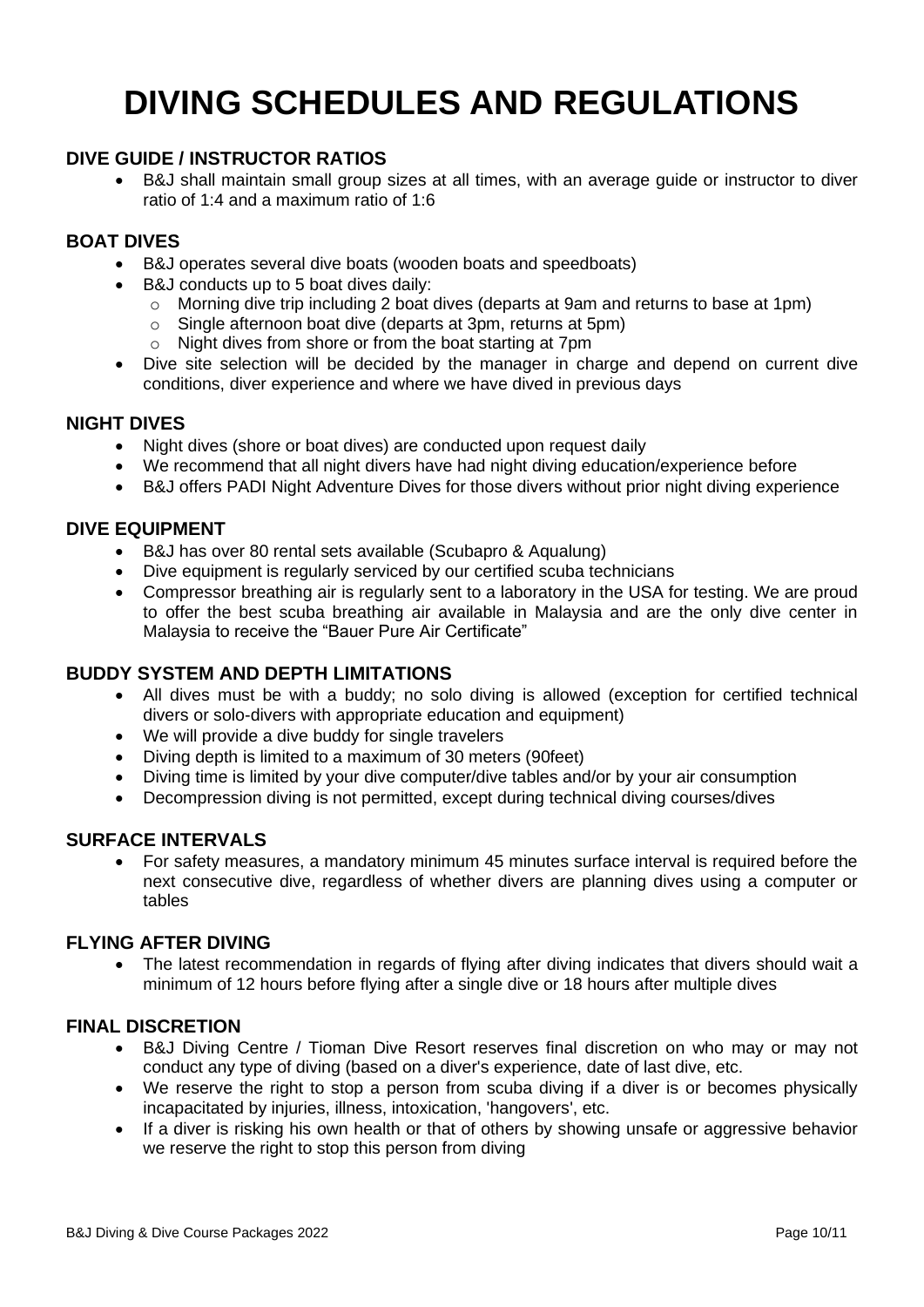# DIVING SCHEDULES AND REGULATIONS

## DIVE GUIDE / INSTRUCTOR RATIOS

- B&J shall maintain small group sizes at all times, with an average guide or instructor to diver ratio of 1:4 and a maximum ratio of 1:6

## BOAT DIVES

- B&J operates several dive boats (wooden boats and speedboats)
- B&J conducts up to 5 boat dives daily:
  - Morning dive trip including 2 boat dives (departs at 9am and returns to base at 1pm)
  - Single afternoon boat dive (departs at 3pm, returns at 5pm)
  - Night dives from shore or from the boat starting at 7pm
- Dive site selection will be decided by the manager in charge and depend on current dive conditions, diver experience and where we have dived in previous days

## NIGHT DIVES

- Night dives (shore or boat dives) are conducted upon request daily
- We recommend that all night divers have had night diving education/experience before
- B&J offers PADI Night Adventure Dives for those divers without prior night diving experience

## DIVE EQUIPMENT

- B&J has over 80 rental sets available (Scubapro & Aqualung)
- Dive equipment is regularly serviced by our certified scuba technicians
- Compressor breathing air is regularly sent to a laboratory in the USA for testing. We are proud to offer the best scuba breathing air available in Malaysia and are the only dive center in Malaysia to receive the "Bauer Pure Air Certificate"

## BUDDY SYSTEM AND DEPTH LIMITATIONS

- All dives must be with a buddy; no solo diving is allowed (exception for certified technical divers or solo-divers with appropriate education and equipment)
- We will provide a dive buddy for single travelers
- Diving depth is limited to a maximum of 30 meters (90feet)
- Diving time is limited by your dive computer/dive tables and/or by your air consumption
- Decompression diving is not permitted, except during technical diving courses/dives

## SURFACE INTERVALS

- For safety measures, a mandatory minimum 45 minutes surface interval is required before the next consecutive dive, regardless of whether divers are planning dives using a computer or tables

## FLYING AFTER DIVING

- The latest recommendation in regards of flying after diving indicates that divers should wait a minimum of 12 hours before flying after a single dive or 18 hours after multiple dives

## FINAL DISCRETION

- B&J Diving Centre / Tioman Dive Resort reserves final discretion on who may or may not conduct any type of diving (based on a diver's experience, date of last dive, etc.
- We reserve the right to stop a person from scuba diving if a diver is or becomes physically incapacitated by injuries, illness, intoxication, 'hangovers', etc.
- If a diver is risking his own health or that of others by showing unsafe or aggressive behavior we reserve the right to stop this person from diving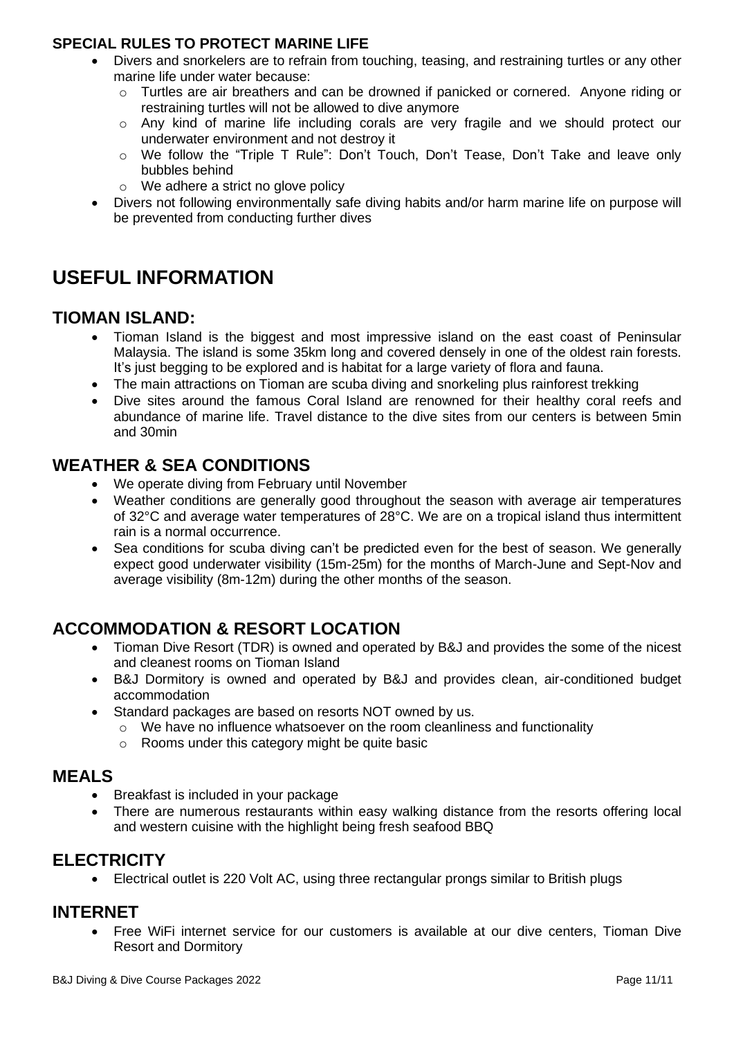### SPECIAL RULES TO PROTECT MARINE LIFE

- Divers and snorkelers are to refrain from touching, teasing, and restraining turtles or any other marine life under water because:
  - Turtles are air breathers and can be drowned if panicked or cornered. Anyone riding or restraining turtles will not be allowed to dive anymore
  - Any kind of marine life including corals are very fragile and we should protect our underwater environment and not destroy it
  - We follow the "Triple T Rule": Don't Touch, Don't Tease, Don't Take and leave only bubbles behind
  - We adhere a strict no glove policy
- Divers not following environmentally safe diving habits and/or harm marine life on purpose will be prevented from conducting further dives

# USEFUL INFORMATION

## TIOMAN ISLAND:

- Tioman Island is the biggest and most impressive island on the east coast of Peninsular Malaysia. The island is some 35km long and covered densely in one of the oldest rain forests. It's just begging to be explored and is habitat for a large variety of flora and fauna.
- The main attractions on Tioman are scuba diving and snorkeling plus rainforest trekking
- Dive sites around the famous Coral Island are renowned for their healthy coral reefs and abundance of marine life. Travel distance to the dive sites from our centers is between 5min and 30min

## WEATHER & SEA CONDITIONS

- We operate diving from February until November
- Weather conditions are generally good throughout the season with average air temperatures of 32°C and average water temperatures of 28°C. We are on a tropical island thus intermittent rain is a normal occurrence.
- Sea conditions for scuba diving can't be predicted even for the best of season. We generally expect good underwater visibility (15m-25m) for the months of March-June and Sept-Nov and average visibility (8m-12m) during the other months of the season.

## ACCOMMODATION & RESORT LOCATION

- Tioman Dive Resort (TDR) is owned and operated by B&J and provides the some of the nicest and cleanest rooms on Tioman Island
- B&J Dormitory is owned and operated by B&J and provides clean, air-conditioned budget accommodation
- Standard packages are based on resorts NOT owned by us.
  - We have no influence whatsoever on the room cleanliness and functionality
  - Rooms under this category might be quite basic

## MEALS

- Breakfast is included in your package
- There are numerous restaurants within easy walking distance from the resorts offering local and western cuisine with the highlight being fresh seafood BBQ

## ELECTRICITY

- Electrical outlet is 220 Volt AC, using three rectangular prongs similar to British plugs

## INTERNET

- Free WiFi internet service for our customers is available at our dive centers, Tioman Dive Resort and Dormitory